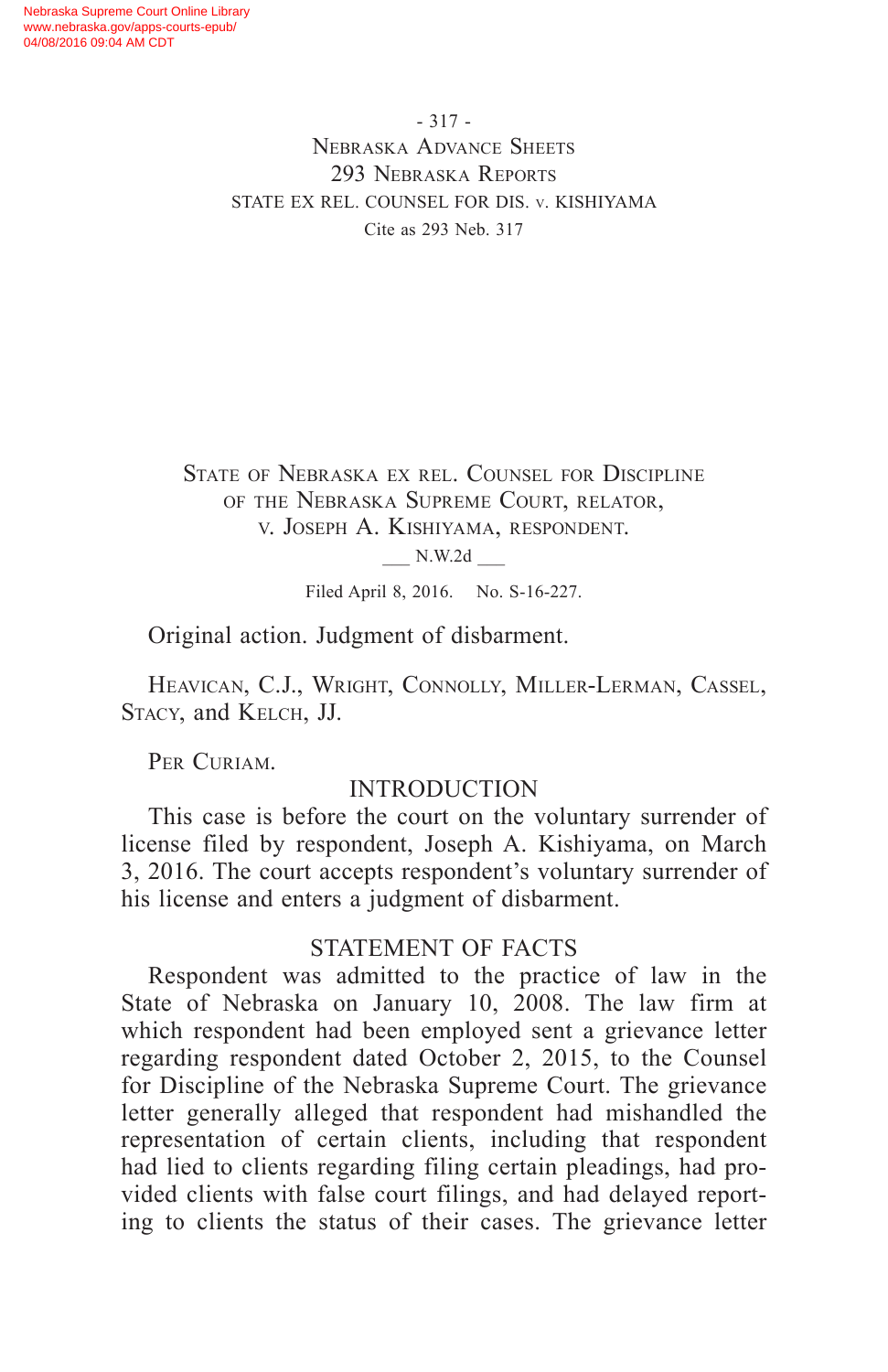STATE OF NEBRASKA EX REL. COUNSEL FOR DISCIPLINE OF THE NEBRASKA SUPREME COURT, RELATOR, v. JOSEPH A. KISHIYAMA, RESPONDENT.

___ N.W.2d ___

Filed April 8, 2016. No. S-16-227.

Original action. Judgment of disbarment.

HEAVICAN, C.J., WRIGHT, CONNOLLY, MILLER-LERMAN, CASSEL, STACY, and KELCH, JJ.

PER CURIAM.

## INTRODUCTION

This case is before the court on the voluntary surrender of license filed by respondent, Joseph A. Kishiyama, on March 3, 2016. The court accepts respondent's voluntary surrender of his license and enters a judgment of disbarment.

## STATEMENT OF FACTS

Respondent was admitted to the practice of law in the State of Nebraska on January 10, 2008. The law firm at which respondent had been employed sent a grievance letter regarding respondent dated October 2, 2015, to the Counsel for Discipline of the Nebraska Supreme Court. The grievance letter generally alleged that respondent had mishandled the representation of certain clients, including that respondent had lied to clients regarding filing certain pleadings, had provided clients with false court filings, and had delayed reporting to clients the status of their cases. The grievance letter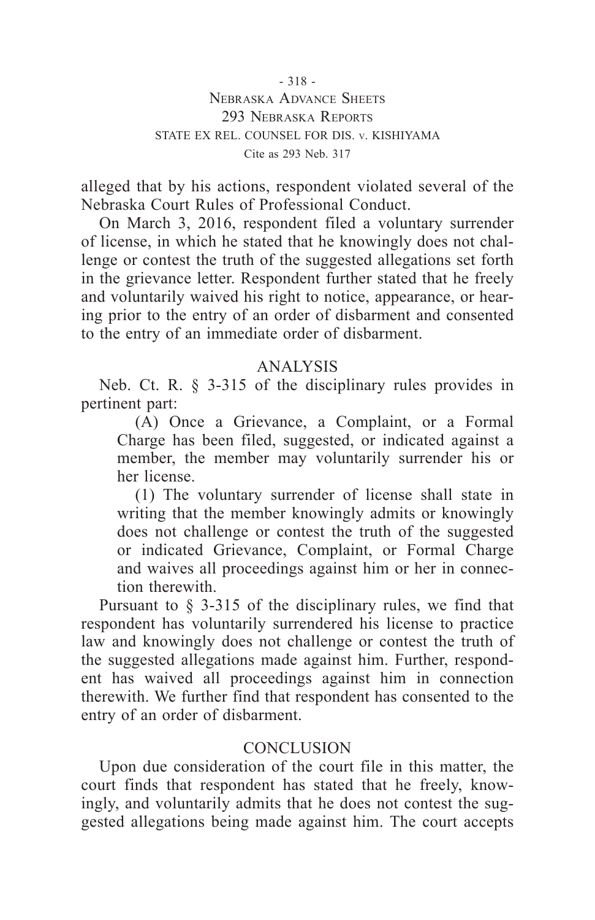alleged that by his actions, respondent violated several of the Nebraska Court Rules of Professional Conduct.

On March 3, 2016, respondent filed a voluntary surrender of license, in which he stated that he knowingly does not challenge or contest the truth of the suggested allegations set forth in the grievance letter. Respondent further stated that he freely and voluntarily waived his right to notice, appearance, or hearing prior to the entry of an order of disbarment and consented to the entry of an immediate order of disbarment.

## ANALYSIS

Neb. Ct. R. § 3-315 of the disciplinary rules provides in pertinent part:

> (A) Once a Grievance, a Complaint, or a Formal Charge has been filed, suggested, or indicated against a member, the member may voluntarily surrender his or her license.
>
> (1) The voluntary surrender of license shall state in writing that the member knowingly admits or knowingly does not challenge or contest the truth of the suggested or indicated Grievance, Complaint, or Formal Charge and waives all proceedings against him or her in connection therewith.

Pursuant to § 3-315 of the disciplinary rules, we find that respondent has voluntarily surrendered his license to practice law and knowingly does not challenge or contest the truth of the suggested allegations made against him. Further, respondent has waived all proceedings against him in connection therewith. We further find that respondent has consented to the entry of an order of disbarment.

## CONCLUSION

Upon due consideration of the court file in this matter, the court finds that respondent has stated that he freely, knowingly, and voluntarily admits that he does not contest the suggested allegations being made against him. The court accepts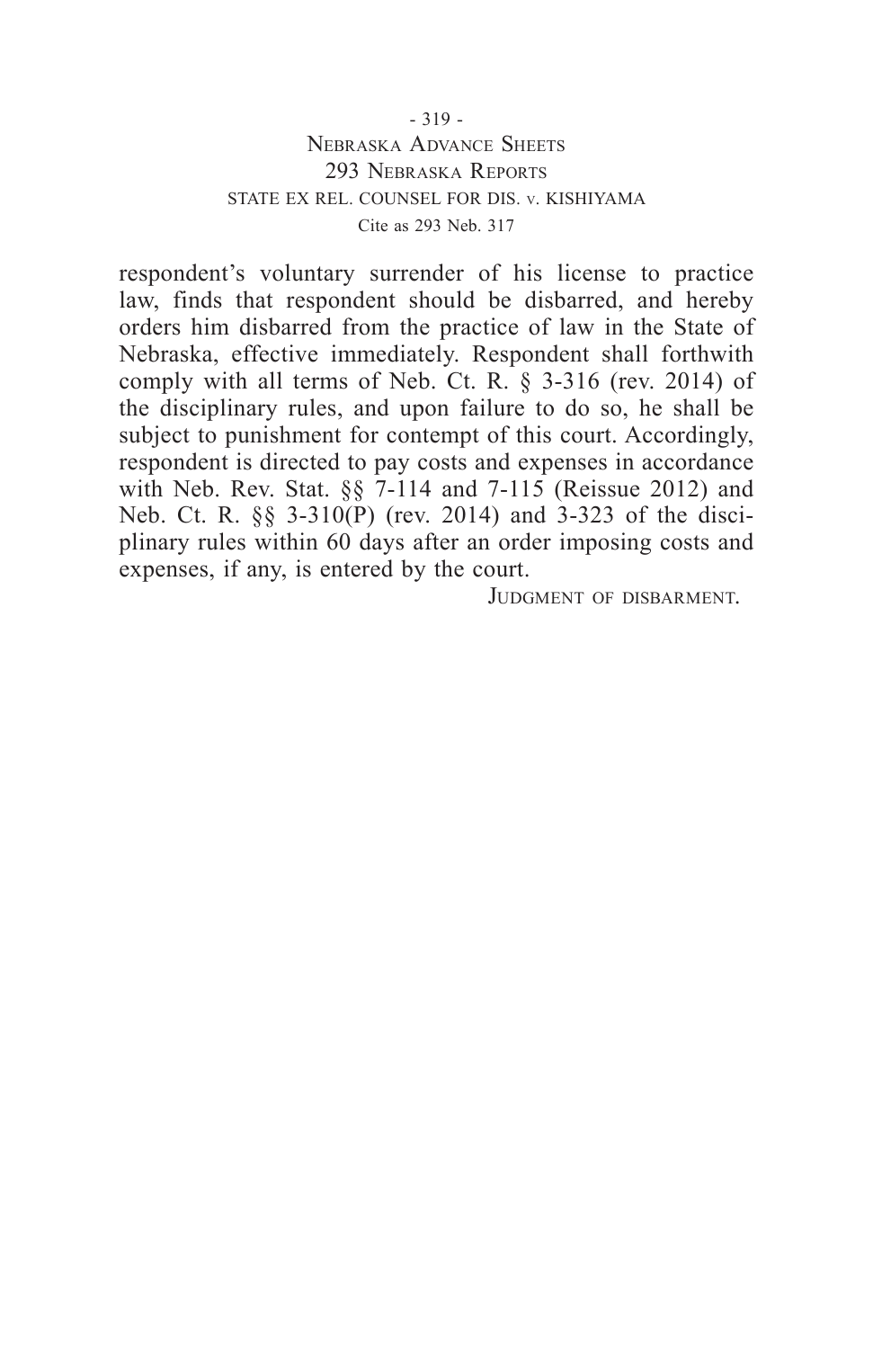respondent's voluntary surrender of his license to practice law, finds that respondent should be disbarred, and hereby orders him disbarred from the practice of law in the State of Nebraska, effective immediately. Respondent shall forthwith comply with all terms of Neb. Ct. R. § 3-316 (rev. 2014) of the disciplinary rules, and upon failure to do so, he shall be subject to punishment for contempt of this court. Accordingly, respondent is directed to pay costs and expenses in accordance with Neb. Rev. Stat. §§ 7-114 and 7-115 (Reissue 2012) and Neb. Ct. R. §§ 3-310(P) (rev. 2014) and 3-323 of the disciplinary rules within 60 days after an order imposing costs and expenses, if any, is entered by the court.

Judgment of disbarment.